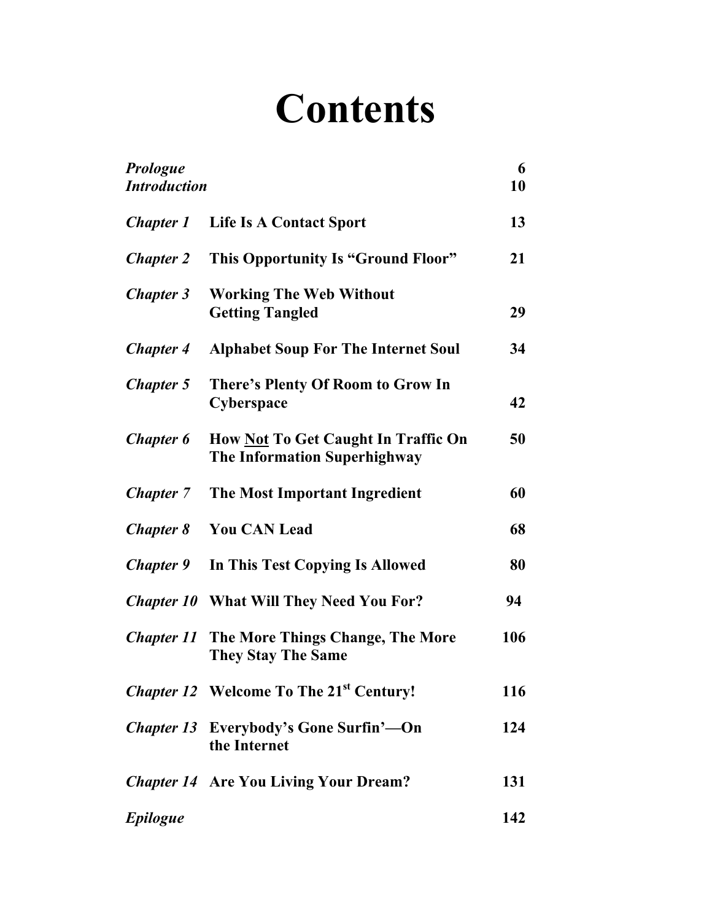# Contents

| | | |
|---|---|---|
| *Prologue* | | 6 |
| *Introduction* | | 10 |
| *Chapter 1* | **Life Is A Contact Sport** | 13 |
| *Chapter 2* | **This Opportunity Is "Ground Floor"** | 21 |
| *Chapter 3* | **Working The Web Without Getting Tangled** | 29 |
| *Chapter 4* | **Alphabet Soup For The Internet Soul** | 34 |
| *Chapter 5* | **There's Plenty Of Room to Grow In Cyberspace** | 42 |
| *Chapter 6* | **How <u>Not</u> To Get Caught In Traffic On The Information Superhighway** | 50 |
| *Chapter 7* | **The Most Important Ingredient** | 60 |
| *Chapter 8* | **You CAN Lead** | 68 |
| *Chapter 9* | **In This Test Copying Is Allowed** | 80 |
| *Chapter 10* | **What Will They Need You For?** | 94 |
| *Chapter 11* | **The More Things Change, The More They Stay The Same** | 106 |
| *Chapter 12* | **Welcome To The 21st Century!** | 116 |
| *Chapter 13* | **Everybody's Gone Surfin'—On the Internet** | 124 |
| *Chapter 14* | **Are You Living Your Dream?** | 131 |
| *Epilogue* | | 142 |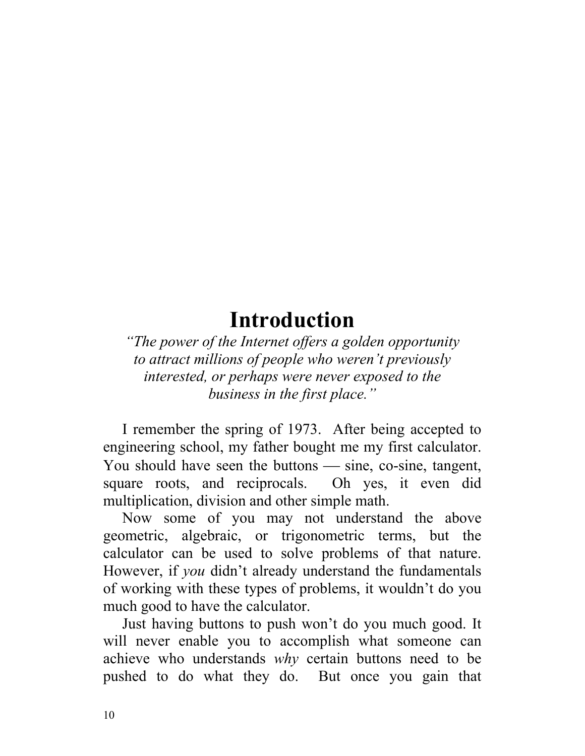# Introduction

*"The power of the Internet offers a golden opportunity to attract millions of people who weren't previously interested, or perhaps were never exposed to the business in the first place."*

I remember the spring of 1973. After being accepted to engineering school, my father bought me my first calculator. You should have seen the buttons — sine, co-sine, tangent, square roots, and reciprocals. Oh yes, it even did multiplication, division and other simple math.

Now some of you may not understand the above geometric, algebraic, or trigonometric terms, but the calculator can be used to solve problems of that nature. However, if *you* didn't already understand the fundamentals of working with these types of problems, it wouldn't do you much good to have the calculator.

Just having buttons to push won't do you much good. It will never enable you to accomplish what someone can achieve who understands *why* certain buttons need to be pushed to do what they do. But once you gain that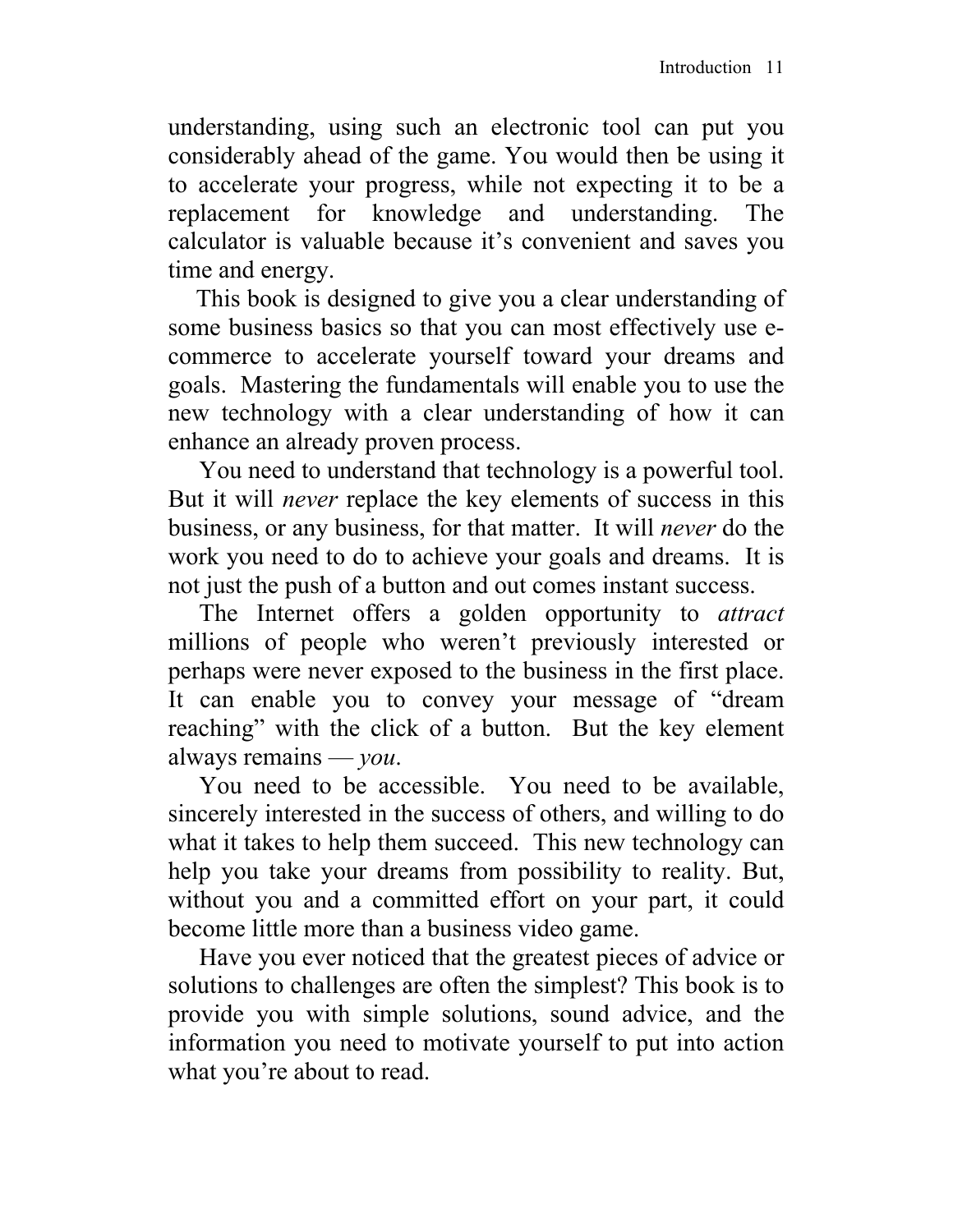understanding, using such an electronic tool can put you considerably ahead of the game. You would then be using it to accelerate your progress, while not expecting it to be a replacement for knowledge and understanding. The calculator is valuable because it's convenient and saves you time and energy.

This book is designed to give you a clear understanding of some business basics so that you can most effectively use e-commerce to accelerate yourself toward your dreams and goals. Mastering the fundamentals will enable you to use the new technology with a clear understanding of how it can enhance an already proven process.

You need to understand that technology is a powerful tool. But it will *never* replace the key elements of success in this business, or any business, for that matter. It will *never* do the work you need to do to achieve your goals and dreams. It is not just the push of a button and out comes instant success.

The Internet offers a golden opportunity to *attract* millions of people who weren't previously interested or perhaps were never exposed to the business in the first place. It can enable you to convey your message of "dream reaching" with the click of a button. But the key element always remains — *you*.

You need to be accessible. You need to be available, sincerely interested in the success of others, and willing to do what it takes to help them succeed. This new technology can help you take your dreams from possibility to reality. But, without you and a committed effort on your part, it could become little more than a business video game.

Have you ever noticed that the greatest pieces of advice or solutions to challenges are often the simplest? This book is to provide you with simple solutions, sound advice, and the information you need to motivate yourself to put into action what you're about to read.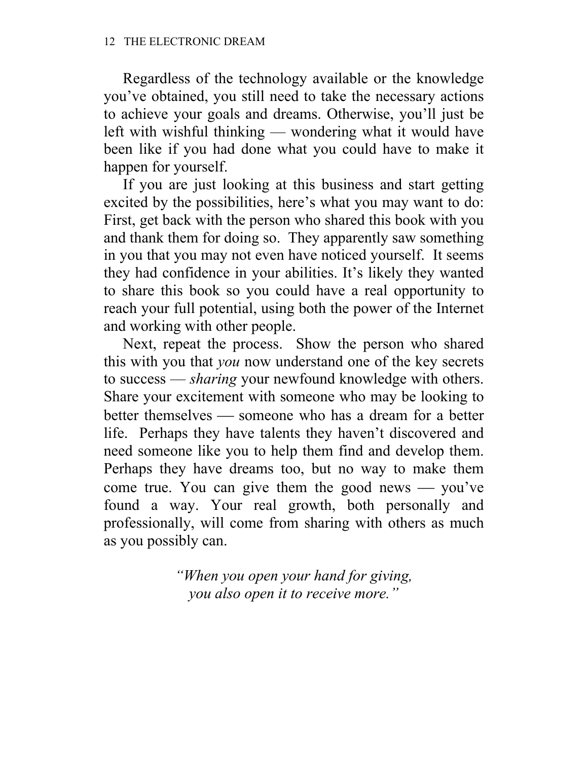Regardless of the technology available or the knowledge you've obtained, you still need to take the necessary actions to achieve your goals and dreams. Otherwise, you'll just be left with wishful thinking — wondering what it would have been like if you had done what you could have to make it happen for yourself.

If you are just looking at this business and start getting excited by the possibilities, here's what you may want to do: First, get back with the person who shared this book with you and thank them for doing so. They apparently saw something in you that you may not even have noticed yourself. It seems they had confidence in your abilities. It's likely they wanted to share this book so you could have a real opportunity to reach your full potential, using both the power of the Internet and working with other people.

Next, repeat the process. Show the person who shared this with you that *you* now understand one of the key secrets to success — *sharing* your newfound knowledge with others. Share your excitement with someone who may be looking to better themselves — someone who has a dream for a better life. Perhaps they have talents they haven't discovered and need someone like you to help them find and develop them. Perhaps they have dreams too, but no way to make them come true. You can give them the good news — you've found a way. Your real growth, both personally and professionally, will come from sharing with others as much as you possibly can.

*"When you open your hand for giving,*
*you also open it to receive more."*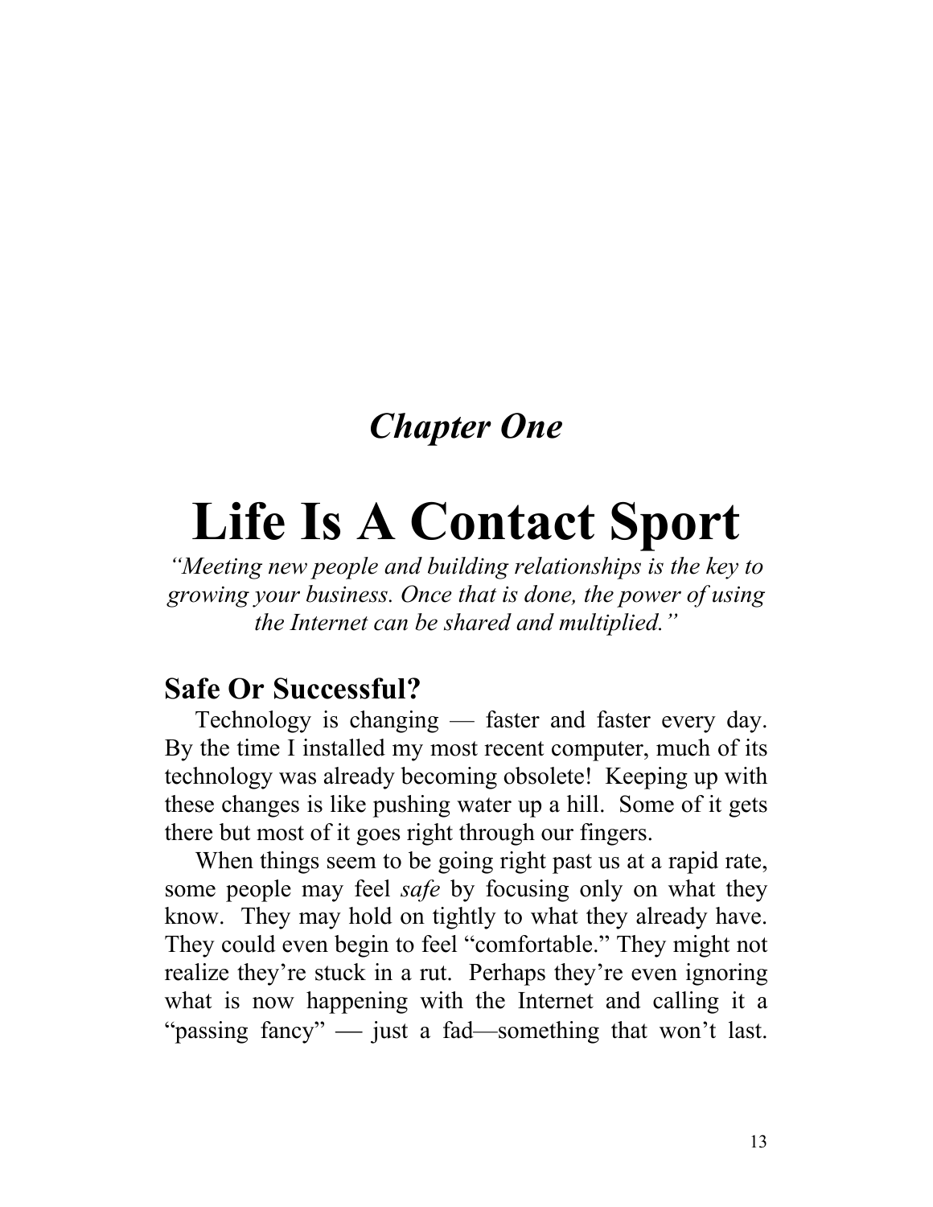*Chapter One*

# Life Is A Contact Sport

*"Meeting new people and building relationships is the key to growing your business. Once that is done, the power of using the Internet can be shared and multiplied."*

## Safe Or Successful?

Technology is changing — faster and faster every day. By the time I installed my most recent computer, much of its technology was already becoming obsolete! Keeping up with these changes is like pushing water up a hill. Some of it gets there but most of it goes right through our fingers.

When things seem to be going right past us at a rapid rate, some people may feel *safe* by focusing only on what they know. They may hold on tightly to what they already have. They could even begin to feel "comfortable." They might not realize they're stuck in a rut. Perhaps they're even ignoring what is now happening with the Internet and calling it a "passing fancy" — just a fad—something that won't last.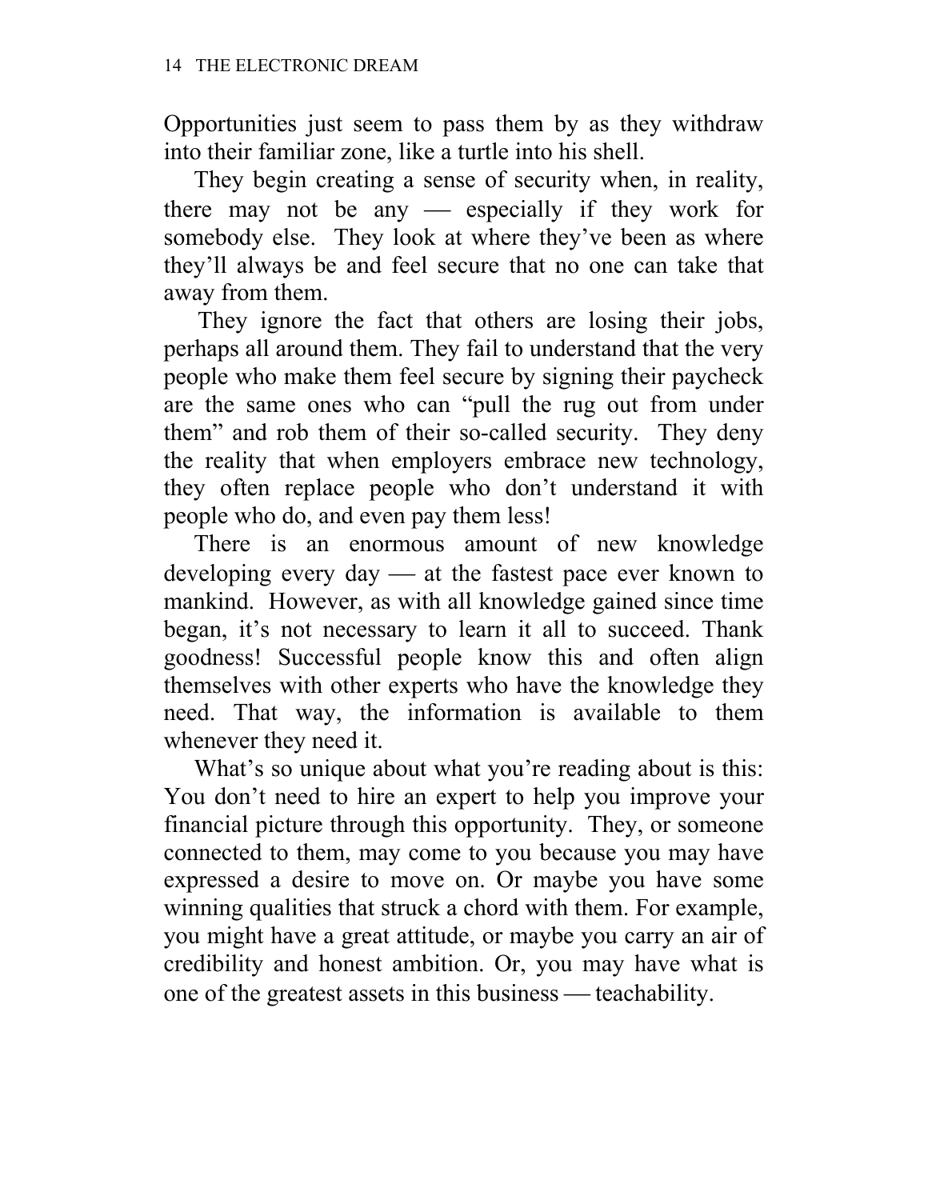Opportunities just seem to pass them by as they withdraw into their familiar zone, like a turtle into his shell.

They begin creating a sense of security when, in reality, there may not be any — especially if they work for somebody else. They look at where they've been as where they'll always be and feel secure that no one can take that away from them.

They ignore the fact that others are losing their jobs, perhaps all around them. They fail to understand that the very people who make them feel secure by signing their paycheck are the same ones who can "pull the rug out from under them" and rob them of their so-called security. They deny the reality that when employers embrace new technology, they often replace people who don't understand it with people who do, and even pay them less!

There is an enormous amount of new knowledge developing every day — at the fastest pace ever known to mankind. However, as with all knowledge gained since time began, it's not necessary to learn it all to succeed. Thank goodness! Successful people know this and often align themselves with other experts who have the knowledge they need. That way, the information is available to them whenever they need it.

What's so unique about what you're reading about is this: You don't need to hire an expert to help you improve your financial picture through this opportunity. They, or someone connected to them, may come to you because you may have expressed a desire to move on. Or maybe you have some winning qualities that struck a chord with them. For example, you might have a great attitude, or maybe you carry an air of credibility and honest ambition. Or, you may have what is one of the greatest assets in this business — teachability.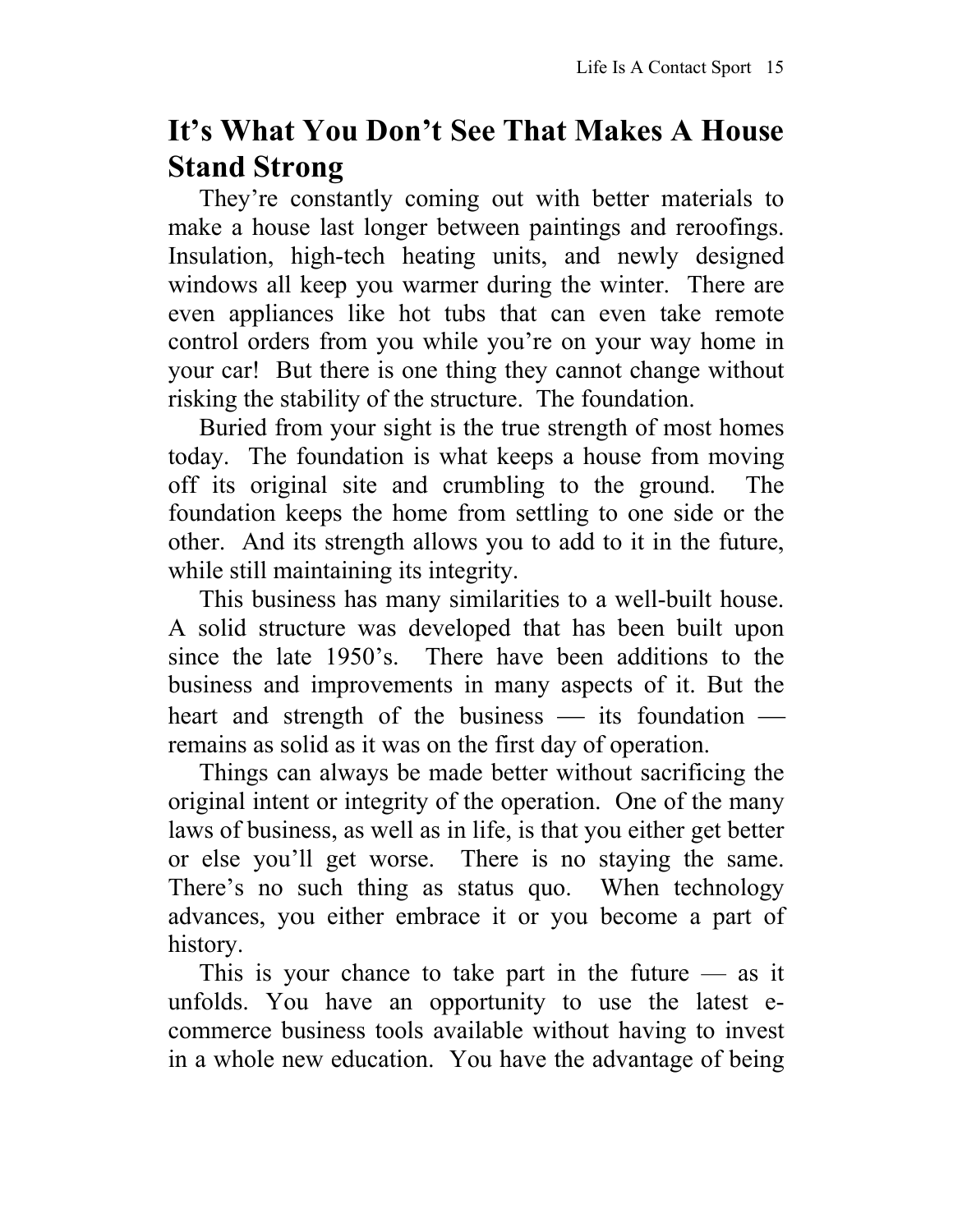## It's What You Don't See That Makes A House Stand Strong

They're constantly coming out with better materials to make a house last longer between paintings and reroofings. Insulation, high-tech heating units, and newly designed windows all keep you warmer during the winter. There are even appliances like hot tubs that can even take remote control orders from you while you're on your way home in your car! But there is one thing they cannot change without risking the stability of the structure. The foundation.

Buried from your sight is the true strength of most homes today. The foundation is what keeps a house from moving off its original site and crumbling to the ground. The foundation keeps the home from settling to one side or the other. And its strength allows you to add to it in the future, while still maintaining its integrity.

This business has many similarities to a well-built house. A solid structure was developed that has been built upon since the late 1950's. There have been additions to the business and improvements in many aspects of it. But the heart and strength of the business — its foundation — remains as solid as it was on the first day of operation.

Things can always be made better without sacrificing the original intent or integrity of the operation. One of the many laws of business, as well as in life, is that you either get better or else you'll get worse. There is no staying the same. There's no such thing as status quo. When technology advances, you either embrace it or you become a part of history.

This is your chance to take part in the future — as it unfolds. You have an opportunity to use the latest e-commerce business tools available without having to invest in a whole new education. You have the advantage of being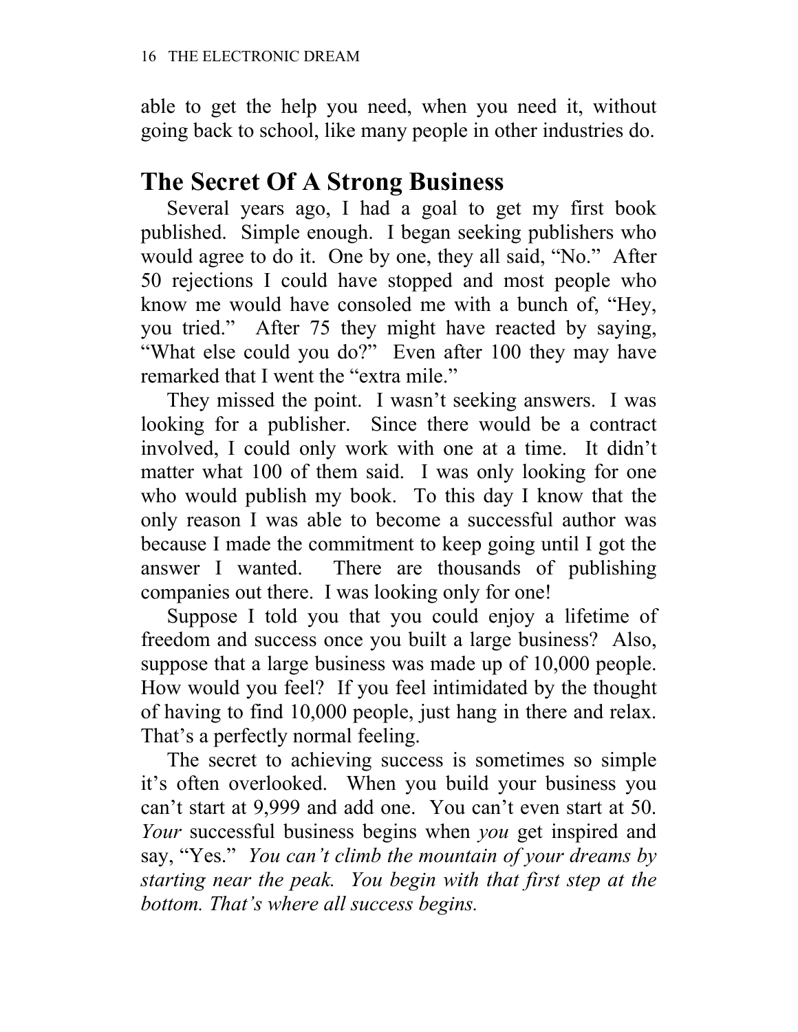able to get the help you need, when you need it, without going back to school, like many people in other industries do.

## The Secret Of A Strong Business

Several years ago, I had a goal to get my first book published. Simple enough. I began seeking publishers who would agree to do it. One by one, they all said, "No." After 50 rejections I could have stopped and most people who know me would have consoled me with a bunch of, "Hey, you tried." After 75 they might have reacted by saying, "What else could you do?" Even after 100 they may have remarked that I went the "extra mile."

They missed the point. I wasn't seeking answers. I was looking for a publisher. Since there would be a contract involved, I could only work with one at a time. It didn't matter what 100 of them said. I was only looking for one who would publish my book. To this day I know that the only reason I was able to become a successful author was because I made the commitment to keep going until I got the answer I wanted. There are thousands of publishing companies out there. I was looking only for one!

Suppose I told you that you could enjoy a lifetime of freedom and success once you built a large business? Also, suppose that a large business was made up of 10,000 people. How would you feel? If you feel intimidated by the thought of having to find 10,000 people, just hang in there and relax. That's a perfectly normal feeling.

The secret to achieving success is sometimes so simple it's often overlooked. When you build your business you can't start at 9,999 and add one. You can't even start at 50. *Your* successful business begins when *you* get inspired and say, "Yes." *You can't climb the mountain of your dreams by starting near the peak. You begin with that first step at the bottom. That's where all success begins.*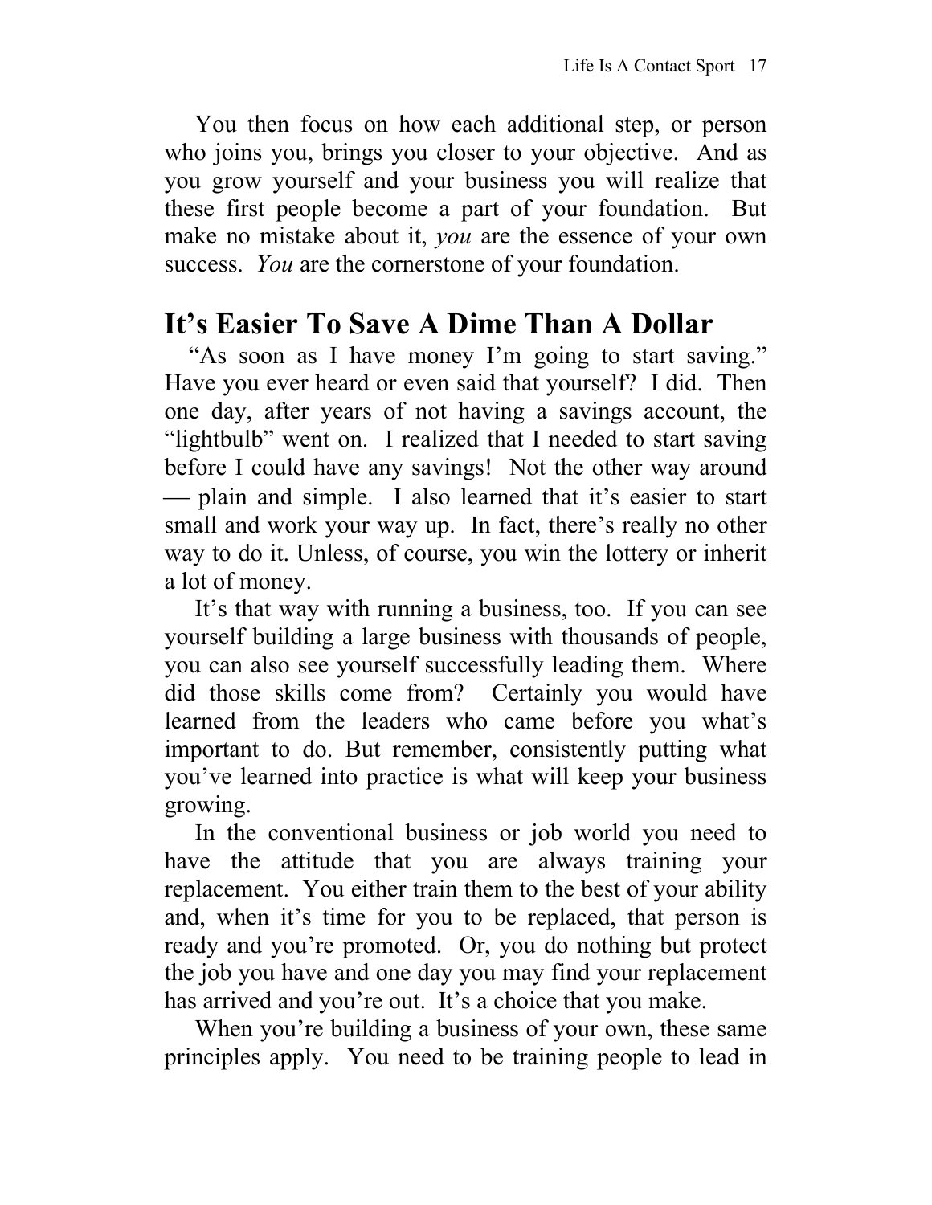You then focus on how each additional step, or person who joins you, brings you closer to your objective. And as you grow yourself and your business you will realize that these first people become a part of your foundation. But make no mistake about it, *you* are the essence of your own success. *You* are the cornerstone of your foundation.

## It's Easier To Save A Dime Than A Dollar

"As soon as I have money I'm going to start saving." Have you ever heard or even said that yourself? I did. Then one day, after years of not having a savings account, the "lightbulb" went on. I realized that I needed to start saving before I could have any savings! Not the other way around — plain and simple. I also learned that it's easier to start small and work your way up. In fact, there's really no other way to do it. Unless, of course, you win the lottery or inherit a lot of money.

It's that way with running a business, too. If you can see yourself building a large business with thousands of people, you can also see yourself successfully leading them. Where did those skills come from? Certainly you would have learned from the leaders who came before you what's important to do. But remember, consistently putting what you've learned into practice is what will keep your business growing.

In the conventional business or job world you need to have the attitude that you are always training your replacement. You either train them to the best of your ability and, when it's time for you to be replaced, that person is ready and you're promoted. Or, you do nothing but protect the job you have and one day you may find your replacement has arrived and you're out. It's a choice that you make.

When you're building a business of your own, these same principles apply. You need to be training people to lead in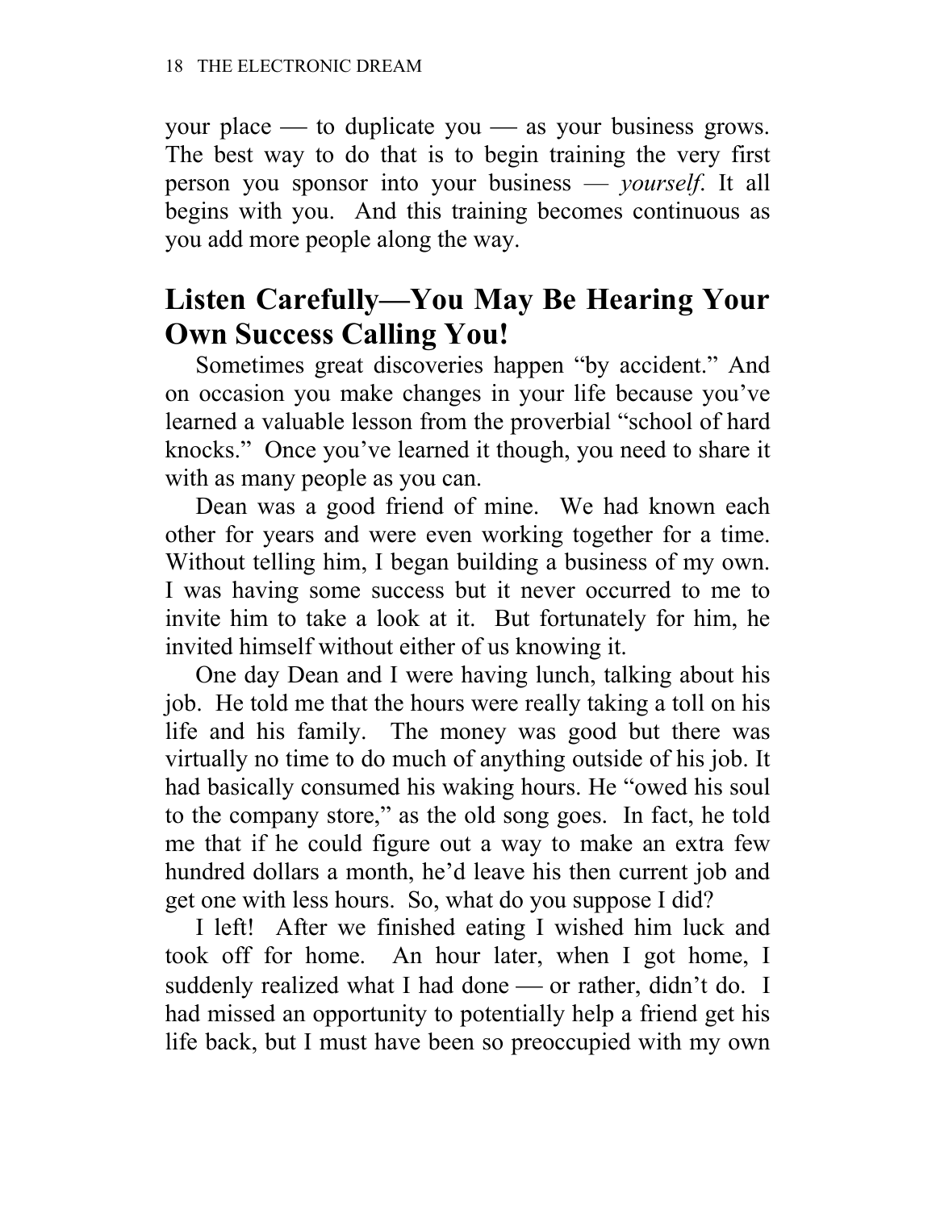your place — to duplicate you — as your business grows. The best way to do that is to begin training the very first person you sponsor into your business — *yourself*. It all begins with you. And this training becomes continuous as you add more people along the way.

## Listen Carefully—You May Be Hearing Your Own Success Calling You!

Sometimes great discoveries happen "by accident." And on occasion you make changes in your life because you've learned a valuable lesson from the proverbial "school of hard knocks." Once you've learned it though, you need to share it with as many people as you can.

Dean was a good friend of mine. We had known each other for years and were even working together for a time. Without telling him, I began building a business of my own. I was having some success but it never occurred to me to invite him to take a look at it. But fortunately for him, he invited himself without either of us knowing it.

One day Dean and I were having lunch, talking about his job. He told me that the hours were really taking a toll on his life and his family. The money was good but there was virtually no time to do much of anything outside of his job. It had basically consumed his waking hours. He "owed his soul to the company store," as the old song goes. In fact, he told me that if he could figure out a way to make an extra few hundred dollars a month, he'd leave his then current job and get one with less hours. So, what do you suppose I did?

I left! After we finished eating I wished him luck and took off for home. An hour later, when I got home, I suddenly realized what I had done — or rather, didn't do. I had missed an opportunity to potentially help a friend get his life back, but I must have been so preoccupied with my own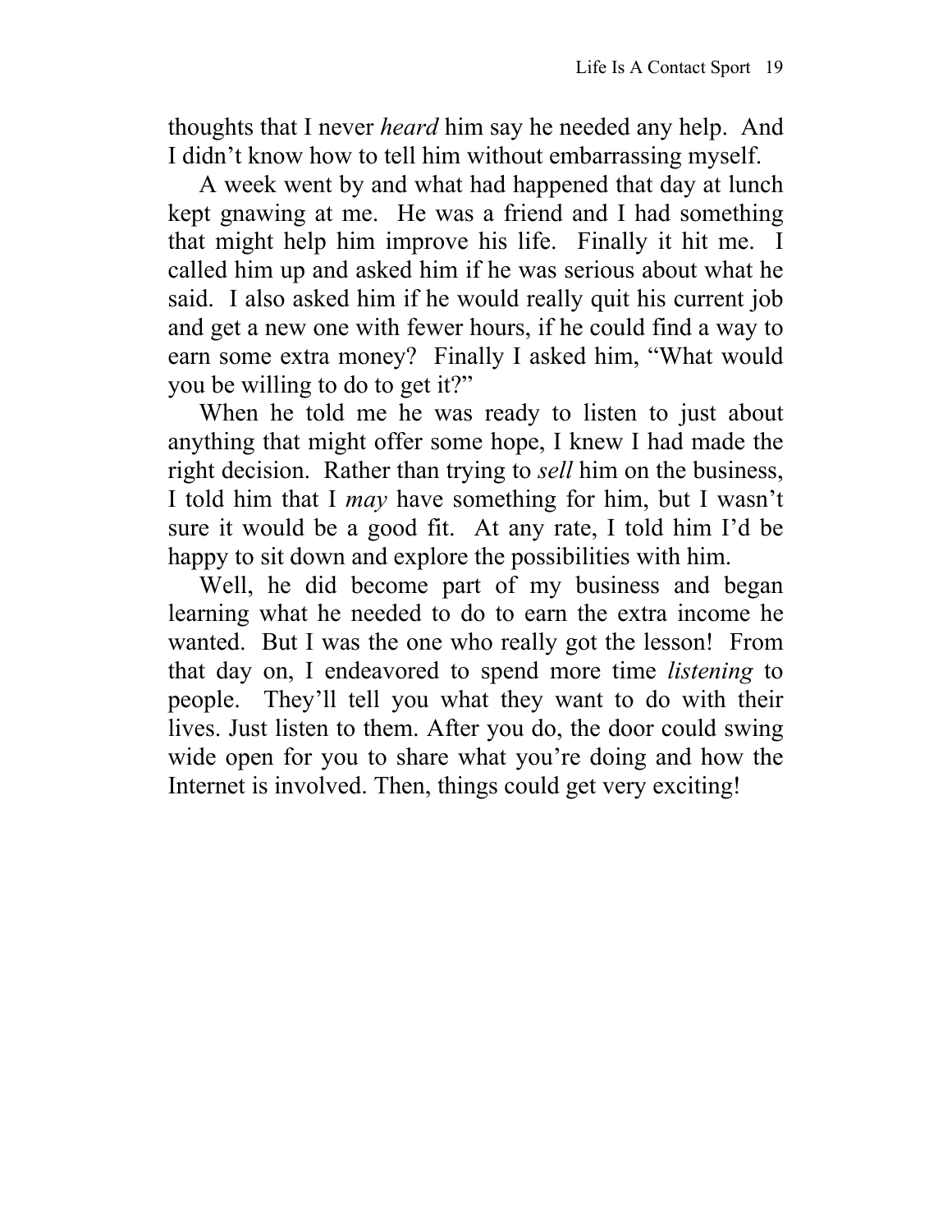thoughts that I never *heard* him say he needed any help. And I didn't know how to tell him without embarrassing myself.

A week went by and what had happened that day at lunch kept gnawing at me. He was a friend and I had something that might help him improve his life. Finally it hit me. I called him up and asked him if he was serious about what he said. I also asked him if he would really quit his current job and get a new one with fewer hours, if he could find a way to earn some extra money? Finally I asked him, "What would you be willing to do to get it?"

When he told me he was ready to listen to just about anything that might offer some hope, I knew I had made the right decision. Rather than trying to *sell* him on the business, I told him that I *may* have something for him, but I wasn't sure it would be a good fit. At any rate, I told him I'd be happy to sit down and explore the possibilities with him.

Well, he did become part of my business and began learning what he needed to do to earn the extra income he wanted. But I was the one who really got the lesson! From that day on, I endeavored to spend more time *listening* to people. They'll tell you what they want to do with their lives. Just listen to them. After you do, the door could swing wide open for you to share what you're doing and how the Internet is involved. Then, things could get very exciting!